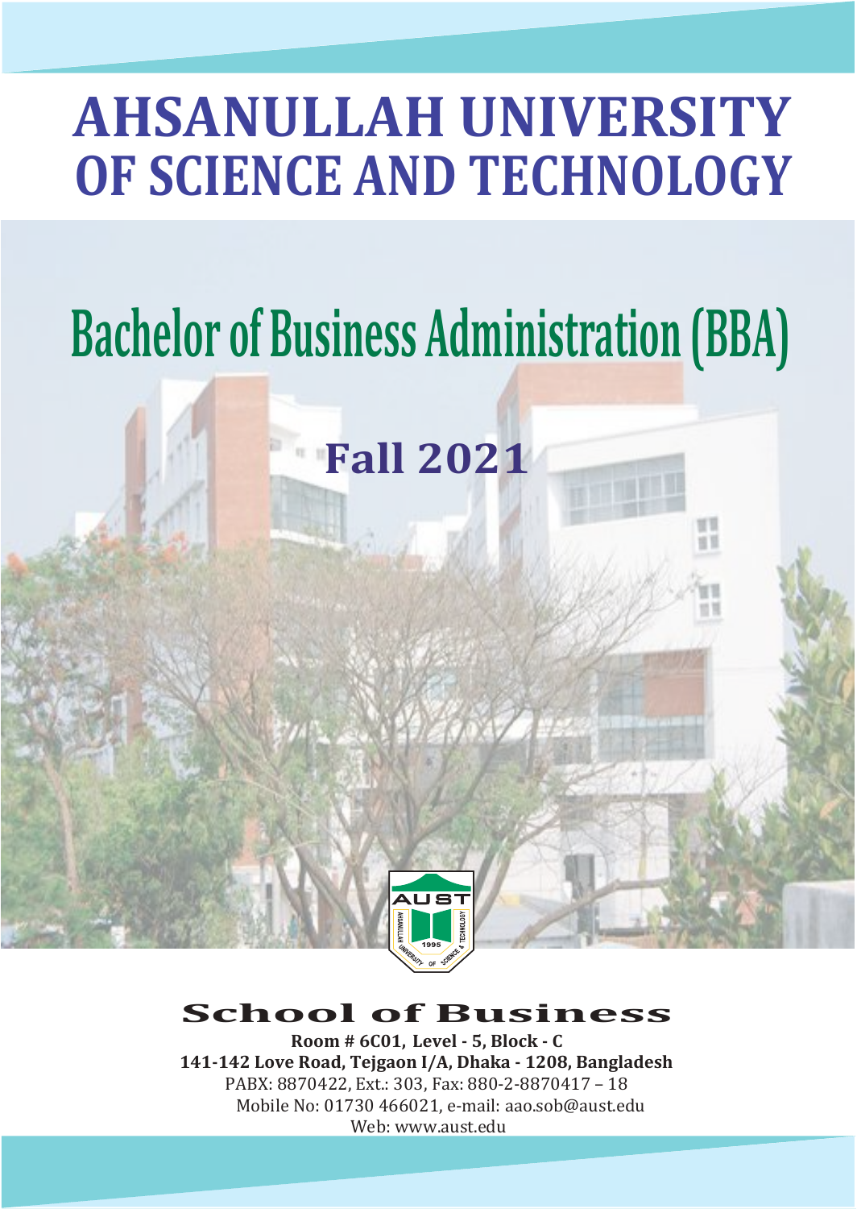# AHSANULLAH UNIVERSITY OF SCIENCE AND TECHNOLOGY

## Bachelor of Business Administration (BBA)

### Fall 2021

## School of Business

**Room # 6C01, Level - 5, Block - C**
**141-142 Love Road, Tejgaon I/A, Dhaka - 1208, Bangladesh**
PABX: 8870422, Ext.: 303, Fax: 880-2-8870417 – 18
Mobile No: 01730 466021, e-mail: aao.sob@aust.edu
Web: www.aust.edu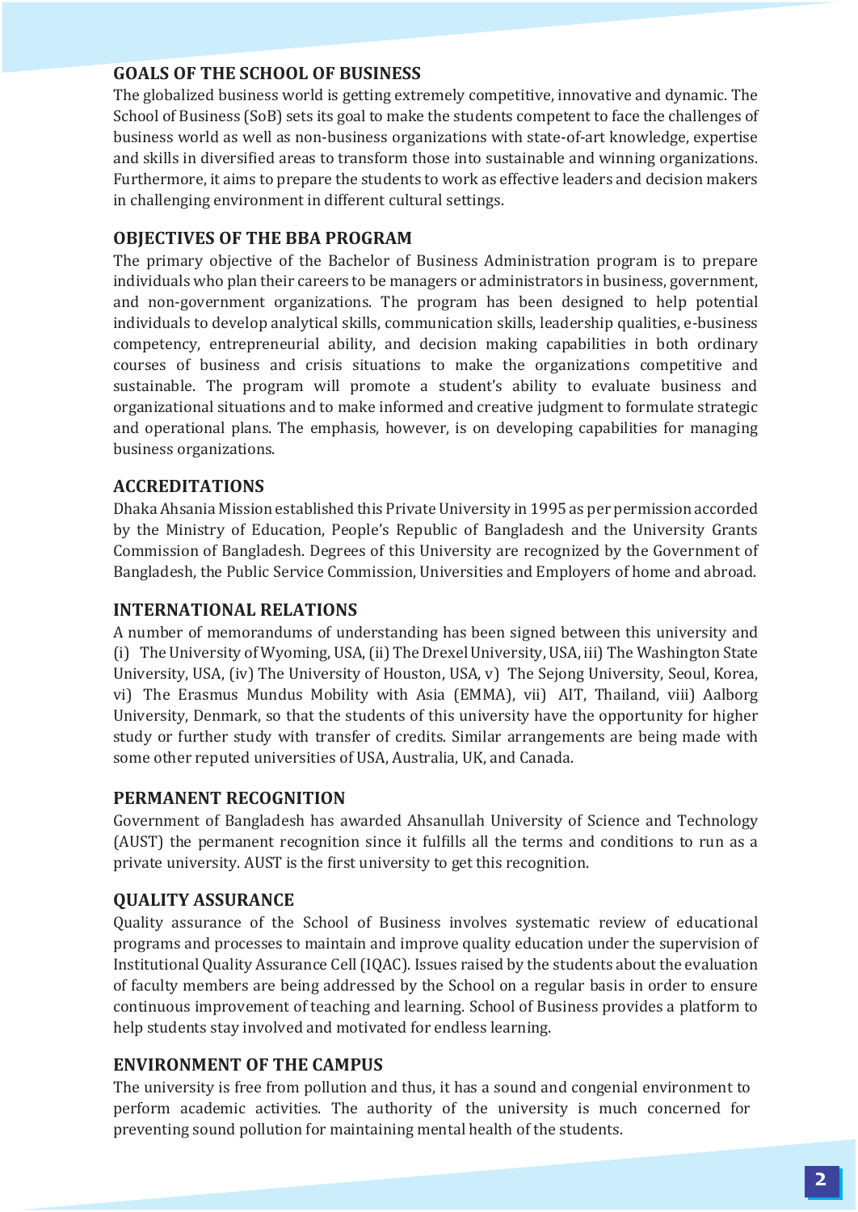## GOALS OF THE SCHOOL OF BUSINESS

The globalized business world is getting extremely competitive, innovative and dynamic. The School of Business (SoB) sets its goal to make the students competent to face the challenges of business world as well as non-business organizations with state-of-art knowledge, expertise and skills in diversified areas to transform those into sustainable and winning organizations. Furthermore, it aims to prepare the students to work as effective leaders and decision makers in challenging environment in different cultural settings.

## OBJECTIVES OF THE BBA PROGRAM

The primary objective of the Bachelor of Business Administration program is to prepare individuals who plan their careers to be managers or administrators in business, government, and non-government organizations. The program has been designed to help potential individuals to develop analytical skills, communication skills, leadership qualities, e-business competency, entrepreneurial ability, and decision making capabilities in both ordinary courses of business and crisis situations to make the organizations competitive and sustainable. The program will promote a student's ability to evaluate business and organizational situations and to make informed and creative judgment to formulate strategic and operational plans. The emphasis, however, is on developing capabilities for managing business organizations.

## ACCREDITATIONS

Dhaka Ahsania Mission established this Private University in 1995 as per permission accorded by the Ministry of Education, People's Republic of Bangladesh and the University Grants Commission of Bangladesh. Degrees of this University are recognized by the Government of Bangladesh, the Public Service Commission, Universities and Employers of home and abroad.

## INTERNATIONAL RELATIONS

A number of memorandums of understanding has been signed between this university and (i) The University of Wyoming, USA, (ii) The Drexel University, USA, iii) The Washington State University, USA, (iv) The University of Houston, USA, v) The Sejong University, Seoul, Korea, vi) The Erasmus Mundus Mobility with Asia (EMMA), vii) AIT, Thailand, viii) Aalborg University, Denmark, so that the students of this university have the opportunity for higher study or further study with transfer of credits. Similar arrangements are being made with some other reputed universities of USA, Australia, UK, and Canada.

## PERMANENT RECOGNITION

Government of Bangladesh has awarded Ahsanullah University of Science and Technology (AUST) the permanent recognition since it fulfills all the terms and conditions to run as a private university. AUST is the first university to get this recognition.

## QUALITY ASSURANCE

Quality assurance of the School of Business involves systematic review of educational programs and processes to maintain and improve quality education under the supervision of Institutional Quality Assurance Cell (IQAC). Issues raised by the students about the evaluation of faculty members are being addressed by the School on a regular basis in order to ensure continuous improvement of teaching and learning. School of Business provides a platform to help students stay involved and motivated for endless learning.

## ENVIRONMENT OF THE CAMPUS

The university is free from pollution and thus, it has a sound and congenial environment to perform academic activities. The authority of the university is much concerned for preventing sound pollution for maintaining mental health of the students.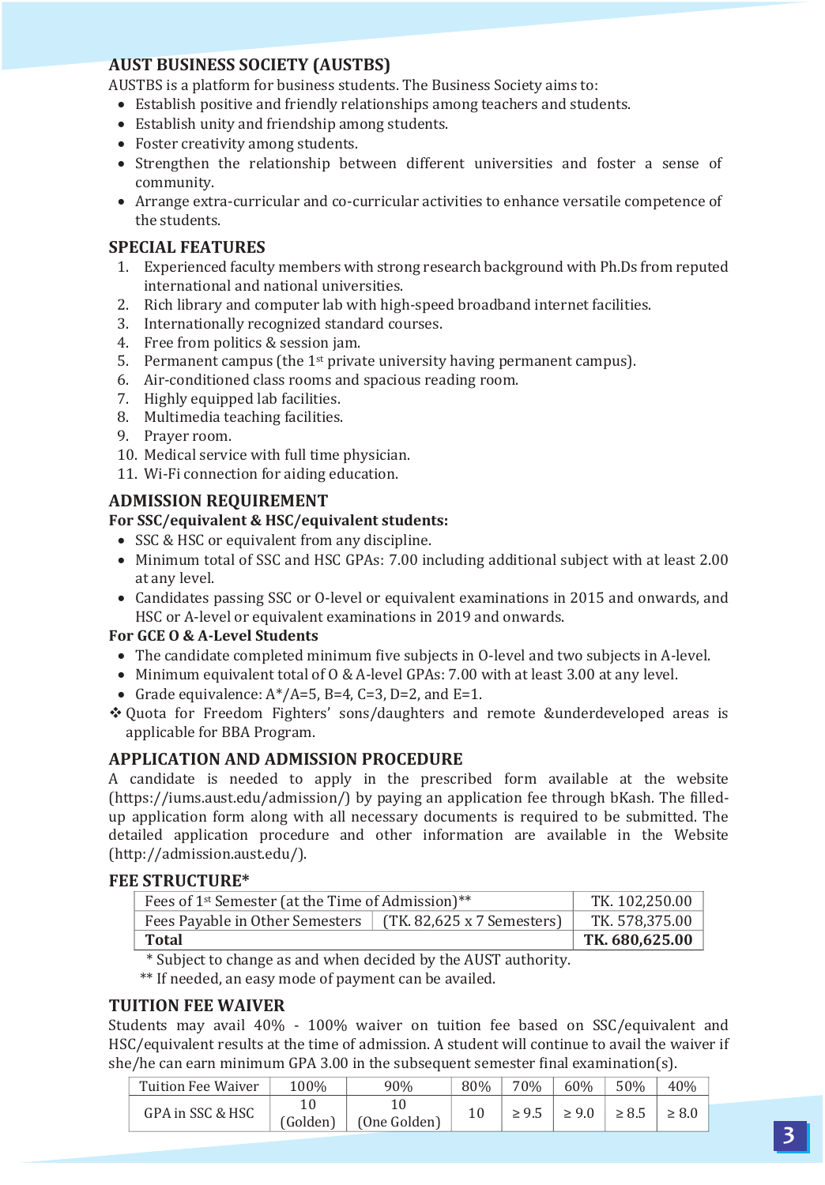## AUST BUSINESS SOCIETY (AUSTBS)

AUSTBS is a platform for business students. The Business Society aims to:

- Establish positive and friendly relationships among teachers and students.
- Establish unity and friendship among students.
- Foster creativity among students.
- Strengthen the relationship between different universities and foster a sense of community.
- Arrange extra-curricular and co-curricular activities to enhance versatile competence of the students.

## SPECIAL FEATURES

1. Experienced faculty members with strong research background with Ph.Ds from reputed international and national universities.
2. Rich library and computer lab with high-speed broadband internet facilities.
3. Internationally recognized standard courses.
4. Free from politics & session jam.
5. Permanent campus (the 1st private university having permanent campus).
6. Air-conditioned class rooms and spacious reading room.
7. Highly equipped lab facilities.
8. Multimedia teaching facilities.
9. Prayer room.
10. Medical service with full time physician.
11. Wi-Fi connection for aiding education.

## ADMISSION REQUIREMENT

**For SSC/equivalent & HSC/equivalent students:**

- SSC & HSC or equivalent from any discipline.
- Minimum total of SSC and HSC GPAs: 7.00 including additional subject with at least 2.00 at any level.
- Candidates passing SSC or O-level or equivalent examinations in 2015 and onwards, and HSC or A-level or equivalent examinations in 2019 and onwards.

**For GCE O & A-Level Students**

- The candidate completed minimum five subjects in O-level and two subjects in A-level.
- Minimum equivalent total of O & A-level GPAs: 7.00 with at least 3.00 at any level.
- Grade equivalence: A*/A=5, B=4, C=3, D=2, and E=1.

❖ Quota for Freedom Fighters' sons/daughters and remote &underdeveloped areas is applicable for BBA Program.

## APPLICATION AND ADMISSION PROCEDURE

A candidate is needed to apply in the prescribed form available at the website (https://iums.aust.edu/admission/) by paying an application fee through bKash. The filled-up application form along with all necessary documents is required to be submitted. The detailed application procedure and other information are available in the Website (http://admission.aust.edu/).

## FEE STRUCTURE*

| Fees of 1st Semester (at the Time of Admission)** | | TK. 102,250.00 |
|---|---|---|
| Fees Payable in Other Semesters | (TK. 82,625 x 7 Semesters) | TK. 578,375.00 |
| **Total** | | **TK. 680,625.00** |

\* Subject to change as and when decided by the AUST authority.

** If needed, an easy mode of payment can be availed.

## TUITION FEE WAIVER

Students may avail 40% - 100% waiver on tuition fee based on SSC/equivalent and HSC/equivalent results at the time of admission. A student will continue to avail the waiver if she/he can earn minimum GPA 3.00 in the subsequent semester final examination(s).

| Tuition Fee Waiver | 100% | 90% | 80% | 70% | 60% | 50% | 40% |
|---|---|---|---|---|---|---|---|
| GPA in SSC & HSC | 10 (Golden) | 10 (One Golden) | 10 | ≥ 9.5 | ≥ 9.0 | ≥ 8.5 | ≥ 8.0 |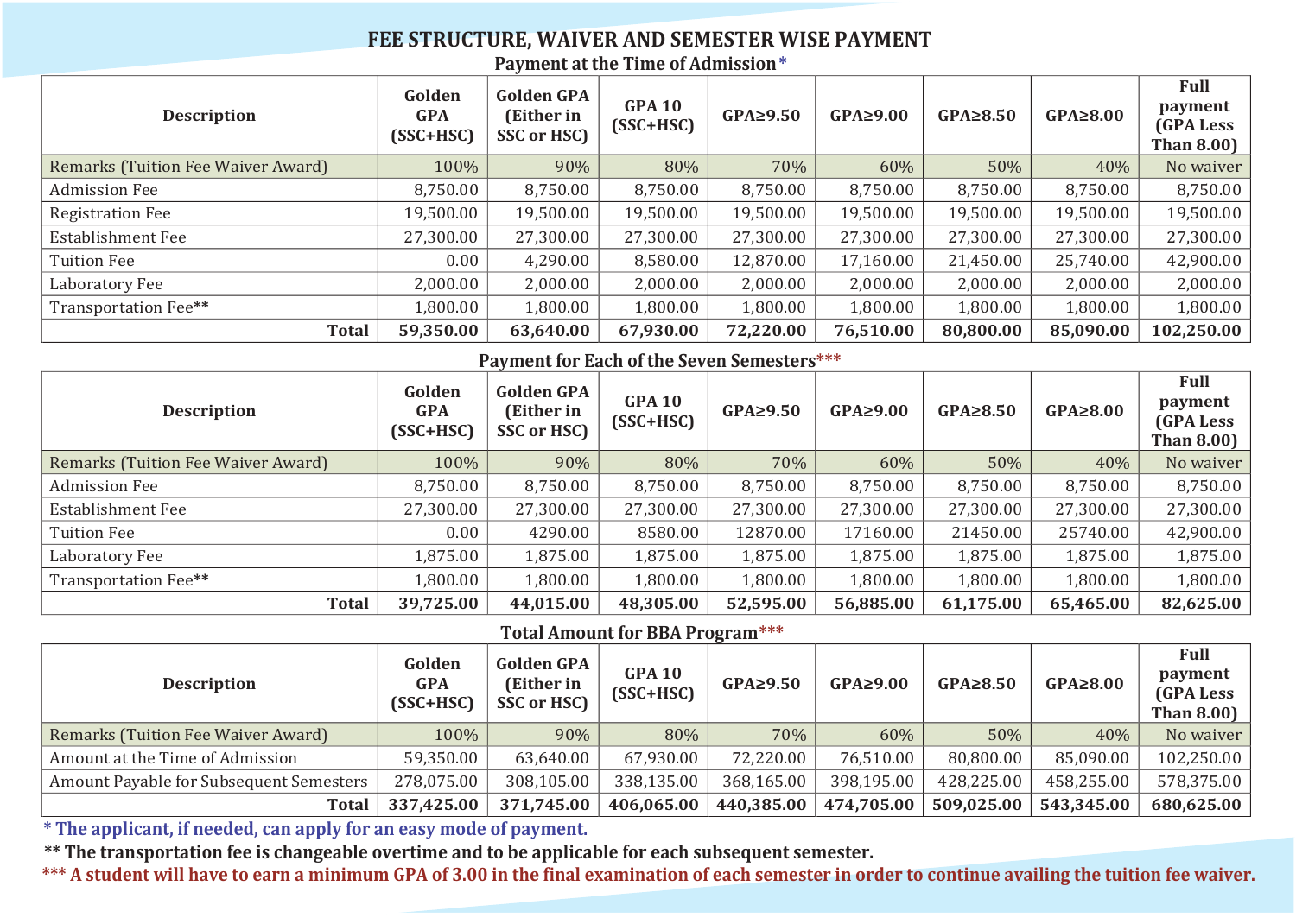# FEE STRUCTURE, WAIVER AND SEMESTER WISE PAYMENT

### Payment at the Time of Admission*

| Description | Golden GPA (SSC+HSC) | Golden GPA (Either in SSC or HSC) | GPA 10 (SSC+HSC) | GPA≥9.50 | GPA≥9.00 | GPA≥8.50 | GPA≥8.00 | Full payment (GPA Less Than 8.00) |
|---|---|---|---|---|---|---|---|---|
| Remarks (Tuition Fee Waiver Award) | 100% | 90% | 80% | 70% | 60% | 50% | 40% | No waiver |
| Admission Fee | 8,750.00 | 8,750.00 | 8,750.00 | 8,750.00 | 8,750.00 | 8,750.00 | 8,750.00 | 8,750.00 |
| Registration Fee | 19,500.00 | 19,500.00 | 19,500.00 | 19,500.00 | 19,500.00 | 19,500.00 | 19,500.00 | 19,500.00 |
| Establishment Fee | 27,300.00 | 27,300.00 | 27,300.00 | 27,300.00 | 27,300.00 | 27,300.00 | 27,300.00 | 27,300.00 |
| Tuition Fee | 0.00 | 4,290.00 | 8,580.00 | 12,870.00 | 17,160.00 | 21,450.00 | 25,740.00 | 42,900.00 |
| Laboratory Fee | 2,000.00 | 2,000.00 | 2,000.00 | 2,000.00 | 2,000.00 | 2,000.00 | 2,000.00 | 2,000.00 |
| Transportation Fee** | 1,800.00 | 1,800.00 | 1,800.00 | 1,800.00 | 1,800.00 | 1,800.00 | 1,800.00 | 1,800.00 |
| **Total** | **59,350.00** | **63,640.00** | **67,930.00** | **72,220.00** | **76,510.00** | **80,800.00** | **85,090.00** | **102,250.00** |

### Payment for Each of the Seven Semesters***

| Description | Golden GPA (SSC+HSC) | Golden GPA (Either in SSC or HSC) | GPA 10 (SSC+HSC) | GPA≥9.50 | GPA≥9.00 | GPA≥8.50 | GPA≥8.00 | Full payment (GPA Less Than 8.00) |
|---|---|---|---|---|---|---|---|---|
| Remarks (Tuition Fee Waiver Award) | 100% | 90% | 80% | 70% | 60% | 50% | 40% | No waiver |
| Admission Fee | 8,750.00 | 8,750.00 | 8,750.00 | 8,750.00 | 8,750.00 | 8,750.00 | 8,750.00 | 8,750.00 |
| Establishment Fee | 27,300.00 | 27,300.00 | 27,300.00 | 27,300.00 | 27,300.00 | 27,300.00 | 27,300.00 | 27,300.00 |
| Tuition Fee | 0.00 | 4290.00 | 8580.00 | 12870.00 | 17160.00 | 21450.00 | 25740.00 | 42,900.00 |
| Laboratory Fee | 1,875.00 | 1,875.00 | 1,875.00 | 1,875.00 | 1,875.00 | 1,875.00 | 1,875.00 | 1,875.00 |
| Transportation Fee** | 1,800.00 | 1,800.00 | 1,800.00 | 1,800.00 | 1,800.00 | 1,800.00 | 1,800.00 | 1,800.00 |
| **Total** | **39,725.00** | **44,015.00** | **48,305.00** | **52,595.00** | **56,885.00** | **61,175.00** | **65,465.00** | **82,625.00** |

### Total Amount for BBA Program***

| Description | Golden GPA (SSC+HSC) | Golden GPA (Either in SSC or HSC) | GPA 10 (SSC+HSC) | GPA≥9.50 | GPA≥9.00 | GPA≥8.50 | GPA≥8.00 | Full payment (GPA Less Than 8.00) |
|---|---|---|---|---|---|---|---|---|
| Remarks (Tuition Fee Waiver Award) | 100% | 90% | 80% | 70% | 60% | 50% | 40% | No waiver |
| Amount at the Time of Admission | 59,350.00 | 63,640.00 | 67,930.00 | 72,220.00 | 76,510.00 | 80,800.00 | 85,090.00 | 102,250.00 |
| Amount Payable for Subsequent Semesters | 278,075.00 | 308,105.00 | 338,135.00 | 368,165.00 | 398,195.00 | 428,225.00 | 458,255.00 | 578,375.00 |
| **Total** | **337,425.00** | **371,745.00** | **406,065.00** | **440,385.00** | **474,705.00** | **509,025.00** | **543,345.00** | **680,625.00** |

**\* The applicant, if needed, can apply for an easy mode of payment.**

**\*\* The transportation fee is changeable overtime and to be applicable for each subsequent semester.**

**\*\*\* A student will have to earn a minimum GPA of 3.00 in the final examination of each semester in order to continue availing the tuition fee waiver.**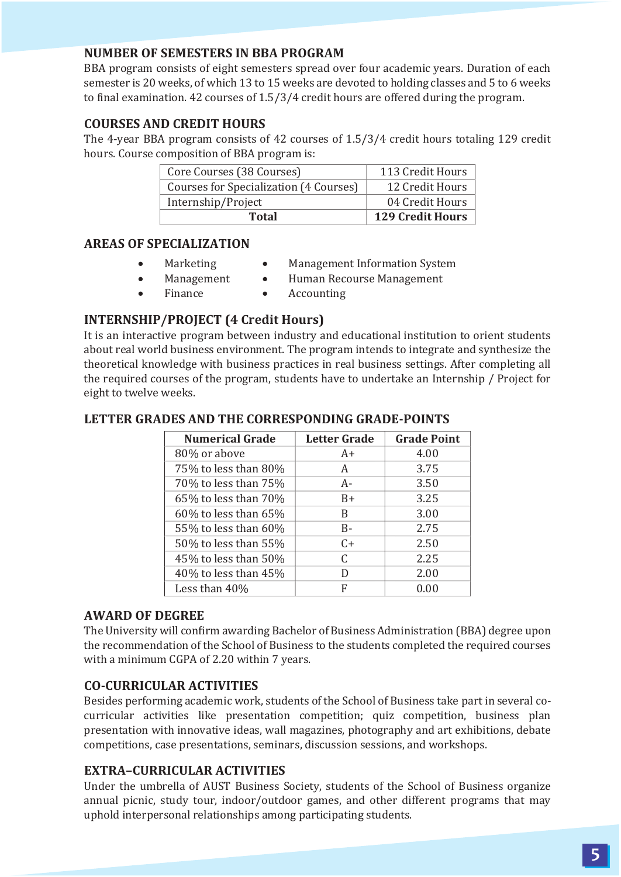## NUMBER OF SEMESTERS IN BBA PROGRAM

BBA program consists of eight semesters spread over four academic years. Duration of each semester is 20 weeks, of which 13 to 15 weeks are devoted to holding classes and 5 to 6 weeks to final examination. 42 courses of 1.5/3/4 credit hours are offered during the program.

## COURSES AND CREDIT HOURS

The 4-year BBA program consists of 42 courses of 1.5/3/4 credit hours totaling 129 credit hours. Course composition of BBA program is:

| | |
|---|---|
| Core Courses (38 Courses) | 113 Credit Hours |
| Courses for Specialization (4 Courses) | 12 Credit Hours |
| Internship/Project | 04 Credit Hours |
| **Total** | **129 Credit Hours** |

## AREAS OF SPECIALIZATION

- Marketing
- Management
- Finance
- Management Information System
- Human Recourse Management
- Accounting

## INTERNSHIP/PROJECT (4 Credit Hours)

It is an interactive program between industry and educational institution to orient students about real world business environment. The program intends to integrate and synthesize the theoretical knowledge with business practices in real business settings. After completing all the required courses of the program, students have to undertake an Internship / Project for eight to twelve weeks.

## LETTER GRADES AND THE CORRESPONDING GRADE-POINTS

| Numerical Grade | Letter Grade | Grade Point |
|---|---|---|
| 80% or above | A+ | 4.00 |
| 75% to less than 80% | A | 3.75 |
| 70% to less than 75% | A- | 3.50 |
| 65% to less than 70% | B+ | 3.25 |
| 60% to less than 65% | B | 3.00 |
| 55% to less than 60% | B- | 2.75 |
| 50% to less than 55% | C+ | 2.50 |
| 45% to less than 50% | C | 2.25 |
| 40% to less than 45% | D | 2.00 |
| Less than 40% | F | 0.00 |

## AWARD OF DEGREE

The University will confirm awarding Bachelor of Business Administration (BBA) degree upon the recommendation of the School of Business to the students completed the required courses with a minimum CGPA of 2.20 within 7 years.

## CO-CURRICULAR ACTIVITIES

Besides performing academic work, students of the School of Business take part in several co-curricular activities like presentation competition; quiz competition, business plan presentation with innovative ideas, wall magazines, photography and art exhibitions, debate competitions, case presentations, seminars, discussion sessions, and workshops.

## EXTRA–CURRICULAR ACTIVITIES

Under the umbrella of AUST Business Society, students of the School of Business organize annual picnic, study tour, indoor/outdoor games, and other different programs that may uphold interpersonal relationships among participating students.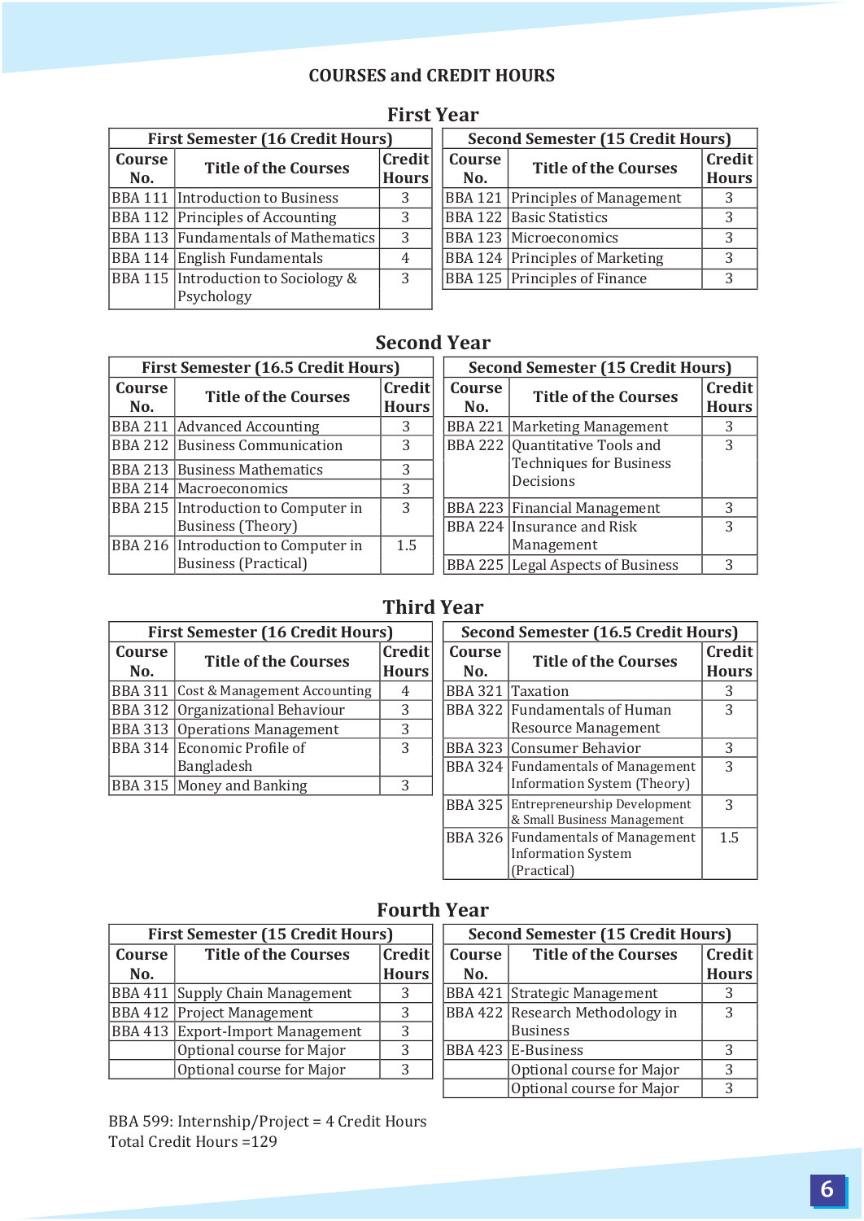# COURSES and CREDIT HOURS

## First Year

| First Semester (16 Credit Hours) | | |
|---|---|---|
| **Course No.** | **Title of the Courses** | **Credit Hours** |
| BBA 111 | Introduction to Business | 3 |
| BBA 112 | Principles of Accounting | 3 |
| BBA 113 | Fundamentals of Mathematics | 3 |
| BBA 114 | English Fundamentals | 4 |
| BBA 115 | Introduction to Sociology & Psychology | 3 |

| Second Semester (15 Credit Hours) | | |
|---|---|---|
| **Course No.** | **Title of the Courses** | **Credit Hours** |
| BBA 121 | Principles of Management | 3 |
| BBA 122 | Basic Statistics | 3 |
| BBA 123 | Microeconomics | 3 |
| BBA 124 | Principles of Marketing | 3 |
| BBA 125 | Principles of Finance | 3 |

## Second Year

| First Semester (16.5 Credit Hours) | | |
|---|---|---|
| **Course No.** | **Title of the Courses** | **Credit Hours** |
| BBA 211 | Advanced Accounting | 3 |
| BBA 212 | Business Communication | 3 |
| BBA 213 | Business Mathematics | 3 |
| BBA 214 | Macroeconomics | 3 |
| BBA 215 | Introduction to Computer in Business (Theory) | 3 |
| BBA 216 | Introduction to Computer in Business (Practical) | 1.5 |

| Second Semester (15 Credit Hours) | | |
|---|---|---|
| **Course No.** | **Title of the Courses** | **Credit Hours** |
| BBA 221 | Marketing Management | 3 |
| BBA 222 | Quantitative Tools and Techniques for Business Decisions | 3 |
| BBA 223 | Financial Management | 3 |
| BBA 224 | Insurance and Risk Management | 3 |
| BBA 225 | Legal Aspects of Business | 3 |

## Third Year

| First Semester (16 Credit Hours) | | |
|---|---|---|
| **Course No.** | **Title of the Courses** | **Credit Hours** |
| BBA 311 | Cost & Management Accounting | 4 |
| BBA 312 | Organizational Behaviour | 3 |
| BBA 313 | Operations Management | 3 |
| BBA 314 | Economic Profile of Bangladesh | 3 |
| BBA 315 | Money and Banking | 3 |

| Second Semester (16.5 Credit Hours) | | |
|---|---|---|
| **Course No.** | **Title of the Courses** | **Credit Hours** |
| BBA 321 | Taxation | 3 |
| BBA 322 | Fundamentals of Human Resource Management | 3 |
| BBA 323 | Consumer Behavior | 3 |
| BBA 324 | Fundamentals of Management Information System (Theory) | 3 |
| BBA 325 | Entrepreneurship Development & Small Business Management | 3 |
| BBA 326 | Fundamentals of Management Information System (Practical) | 1.5 |

## Fourth Year

| First Semester (15 Credit Hours) | | |
|---|---|---|
| **Course No.** | **Title of the Courses** | **Credit Hours** |
| BBA 411 | Supply Chain Management | 3 |
| BBA 412 | Project Management | 3 |
| BBA 413 | Export-Import Management | 3 |
| | Optional course for Major | 3 |
| | Optional course for Major | 3 |

| Second Semester (15 Credit Hours) | | |
|---|---|---|
| **Course No.** | **Title of the Courses** | **Credit Hours** |
| BBA 421 | Strategic Management | 3 |
| BBA 422 | Research Methodology in Business | 3 |
| BBA 423 | E-Business | 3 |
| | Optional course for Major | 3 |
| | Optional course for Major | 3 |

BBA 599: Internship/Project = 4 Credit Hours

Total Credit Hours =129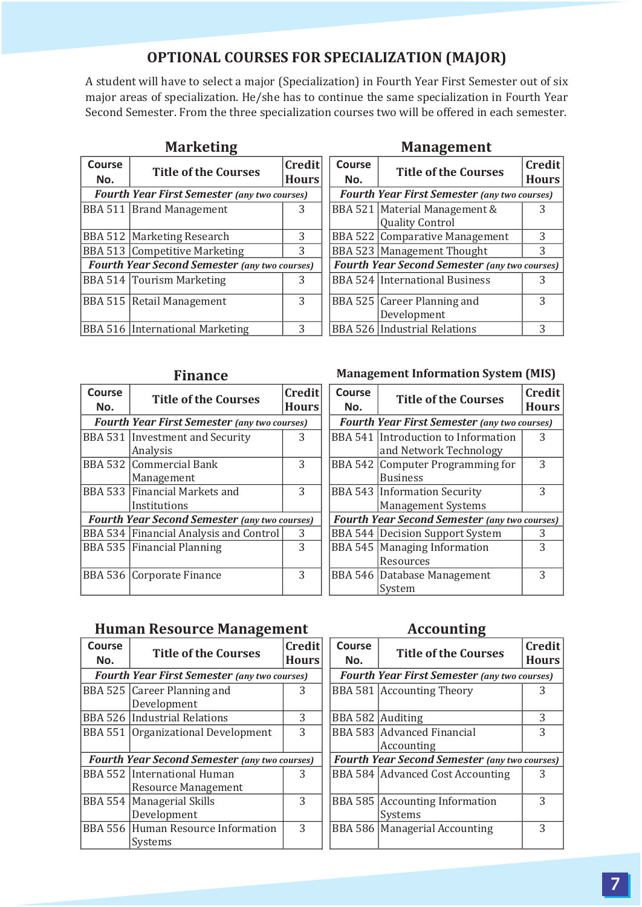# OPTIONAL COURSES FOR SPECIALIZATION (MAJOR)

A student will have to select a major (Specialization) in Fourth Year First Semester out of six major areas of specialization. He/she has to continue the same specialization in Fourth Year Second Semester. From the three specialization courses two will be offered in each semester.

## Marketing

| Course No. | Title of the Courses | Credit Hours |
|---|---|---|
| ***Fourth Year First Semester** (any two courses)* | | |
| BBA 511 | Brand Management | 3 |
| BBA 512 | Marketing Research | 3 |
| BBA 513 | Competitive Marketing | 3 |
| ***Fourth Year Second Semester** (any two courses)* | | |
| BBA 514 | Tourism Marketing | 3 |
| BBA 515 | Retail Management | 3 |
| BBA 516 | International Marketing | 3 |

## Management

| Course No. | Title of the Courses | Credit Hours |
|---|---|---|
| ***Fourth Year First Semester** (any two courses)* | | |
| BBA 521 | Material Management & Quality Control | 3 |
| BBA 522 | Comparative Management | 3 |
| BBA 523 | Management Thought | 3 |
| ***Fourth Year Second Semester** (any two courses)* | | |
| BBA 524 | International Business | 3 |
| BBA 525 | Career Planning and Development | 3 |
| BBA 526 | Industrial Relations | 3 |

## Finance

| Course No. | Title of the Courses | Credit Hours |
|---|---|---|
| ***Fourth Year First Semester** (any two courses)* | | |
| BBA 531 | Investment and Security Analysis | 3 |
| BBA 532 | Commercial Bank Management | 3 |
| BBA 533 | Financial Markets and Institutions | 3 |
| ***Fourth Year Second Semester** (any two courses)* | | |
| BBA 534 | Financial Analysis and Control | 3 |
| BBA 535 | Financial Planning | 3 |
| BBA 536 | Corporate Finance | 3 |

## Management Information System (MIS)

| Course No. | Title of the Courses | Credit Hours |
|---|---|---|
| ***Fourth Year First Semester** (any two courses)* | | |
| BBA 541 | Introduction to Information and Network Technology | 3 |
| BBA 542 | Computer Programming for Business | 3 |
| BBA 543 | Information Security Management Systems | 3 |
| ***Fourth Year Second Semester** (any two courses)* | | |
| BBA 544 | Decision Support System | 3 |
| BBA 545 | Managing Information Resources | 3 |
| BBA 546 | Database Management System | 3 |

## Human Resource Management

| Course No. | Title of the Courses | Credit Hours |
|---|---|---|
| ***Fourth Year First Semester** (any two courses)* | | |
| BBA 525 | Career Planning and Development | 3 |
| BBA 526 | Industrial Relations | 3 |
| BBA 551 | Organizational Development | 3 |
| ***Fourth Year Second Semester** (any two courses)* | | |
| BBA 552 | International Human Resource Management | 3 |
| BBA 554 | Managerial Skills Development | 3 |
| BBA 556 | Human Resource Information Systems | 3 |

## Accounting

| Course No. | Title of the Courses | Credit Hours |
|---|---|---|
| ***Fourth Year First Semester** (any two courses)* | | |
| BBA 581 | Accounting Theory | 3 |
| BBA 582 | Auditing | 3 |
| BBA 583 | Advanced Financial Accounting | 3 |
| ***Fourth Year Second Semester** (any two courses)* | | |
| BBA 584 | Advanced Cost Accounting | 3 |
| BBA 585 | Accounting Information Systems | 3 |
| BBA 586 | Managerial Accounting | 3 |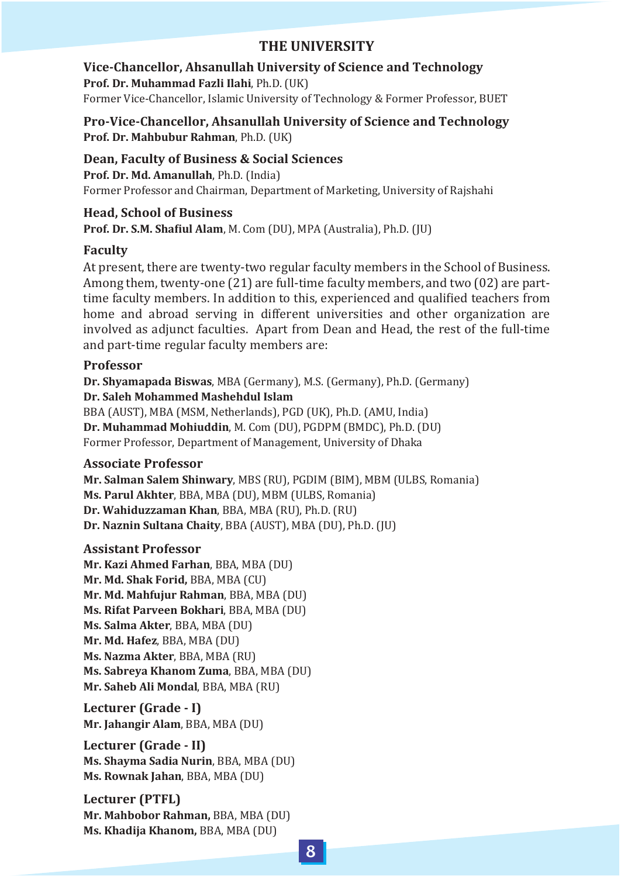# THE UNIVERSITY

### Vice-Chancellor, Ahsanullah University of Science and Technology

**Prof. Dr. Muhammad Fazli Ilahi**, Ph.D. (UK)
Former Vice-Chancellor, Islamic University of Technology & Former Professor, BUET

### Pro-Vice-Chancellor, Ahsanullah University of Science and Technology

**Prof. Dr. Mahbubur Rahman**, Ph.D. (UK)

### Dean, Faculty of Business & Social Sciences

**Prof. Dr. Md. Amanullah**, Ph.D. (India)
Former Professor and Chairman, Department of Marketing, University of Rajshahi

### Head, School of Business

**Prof. Dr. S.M. Shafiul Alam**, M. Com (DU), MPA (Australia), Ph.D. (JU)

### Faculty

At present, there are twenty-two regular faculty members in the School of Business. Among them, twenty-one (21) are full-time faculty members, and two (02) are part-time faculty members. In addition to this, experienced and qualified teachers from home and abroad serving in different universities and other organization are involved as adjunct faculties. Apart from Dean and Head, the rest of the full-time and part-time regular faculty members are:

### Professor

**Dr. Shyamapada Biswas**, MBA (Germany), M.S. (Germany), Ph.D. (Germany)
**Dr. Saleh Mohammed Mashehdul Islam**
BBA (AUST), MBA (MSM, Netherlands), PGD (UK), Ph.D. (AMU, India)
**Dr. Muhammad Mohiuddin**, M. Com (DU), PGDPM (BMDC), Ph.D. (DU)
Former Professor, Department of Management, University of Dhaka

### Associate Professor

**Mr. Salman Salem Shinwary**, MBS (RU), PGDIM (BIM), MBM (ULBS, Romania)
**Ms. Parul Akhter**, BBA, MBA (DU), MBM (ULBS, Romania)
**Dr. Wahiduzzaman Khan**, BBA, MBA (RU), Ph.D. (RU)
**Dr. Naznin Sultana Chaity**, BBA (AUST), MBA (DU), Ph.D. (JU)

### Assistant Professor

**Mr. Kazi Ahmed Farhan**, BBA, MBA (DU)
**Mr. Md. Shak Forid,** BBA, MBA (CU)
**Mr. Md. Mahfujur Rahman**, BBA, MBA (DU)
**Ms. Rifat Parveen Bokhari**, BBA, MBA (DU)
**Ms. Salma Akter**, BBA, MBA (DU)
**Mr. Md. Hafez**, BBA, MBA (DU)
**Ms. Nazma Akter**, BBA, MBA (RU)
**Ms. Sabreya Khanom Zuma**, BBA, MBA (DU)
**Mr. Saheb Ali Mondal**, BBA, MBA (RU)

### Lecturer (Grade - I)

**Mr. Jahangir Alam**, BBA, MBA (DU)

### Lecturer (Grade - II)

**Ms. Shayma Sadia Nurin**, BBA, MBA (DU)
**Ms. Rownak Jahan**, BBA, MBA (DU)

### Lecturer (PTFL)

**Mr. Mahbobor Rahman,** BBA, MBA (DU)
**Ms. Khadija Khanom,** BBA, MBA (DU)